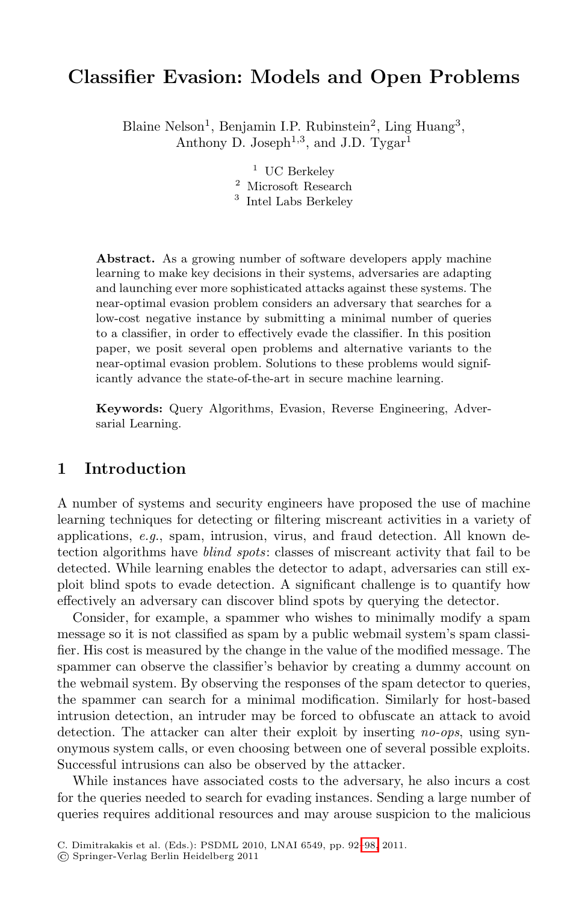# Classifier Evasion: Models and Open Problems

Blaine Nelson[1], Benjamin I.P. Rubinstein[2], Ling Huang[3], Anthony D. Joseph[1,3], and J.D. Tygar[1]

[1] UC Berkeley
[2] Microsoft Research
[3] Intel Labs Berkeley

**Abstract.** As a growing number of software developers apply machine learning to make key decisions in their systems, adversaries are adapting and launching ever more sophisticated attacks against these systems. The near-optimal evasion problem considers an adversary that searches for a low-cost negative instance by submitting a minimal number of queries to a classifier, in order to effectively evade the classifier. In this position paper, we posit several open problems and alternative variants to the near-optimal evasion problem. Solutions to these problems would significantly advance the state-of-the-art in secure machine learning.

**Keywords:** Query Algorithms, Evasion, Reverse Engineering, Adversarial Learning.

## 1 Introduction

A number of systems and security engineers have proposed the use of machine learning techniques for detecting or filtering miscreant activities in a variety of applications, *e.g.*, spam, intrusion, virus, and fraud detection. All known detection algorithms have *blind spots*: classes of miscreant activity that fail to be detected. While learning enables the detector to adapt, adversaries can still exploit blind spots to evade detection. A significant challenge is to quantify how effectively an adversary can discover blind spots by querying the detector.

Consider, for example, a spammer who wishes to minimally modify a spam message so it is not classified as spam by a public webmail system's spam classifier. His cost is measured by the change in the value of the modified message. The spammer can observe the classifier's behavior by creating a dummy account on the webmail system. By observing the responses of the spam detector to queries, the spammer can search for a minimal modification. Similarly for host-based intrusion detection, an intruder may be forced to obfuscate an attack to avoid detection. The attacker can alter their exploit by inserting *no-ops*, using synonymous system calls, or even choosing between one of several possible exploits. Successful intrusions can also be observed by the attacker.

While instances have associated costs to the adversary, he also incurs a cost for the queries needed to search for evading instances. Sending a large number of queries requires additional resources and may arouse suspicion to the malicious

C. Dimitrakakis et al. (Eds.): PSDML 2010, LNAI 6549, pp. 92–98, 2011.
© Springer-Verlag Berlin Heidelberg 2011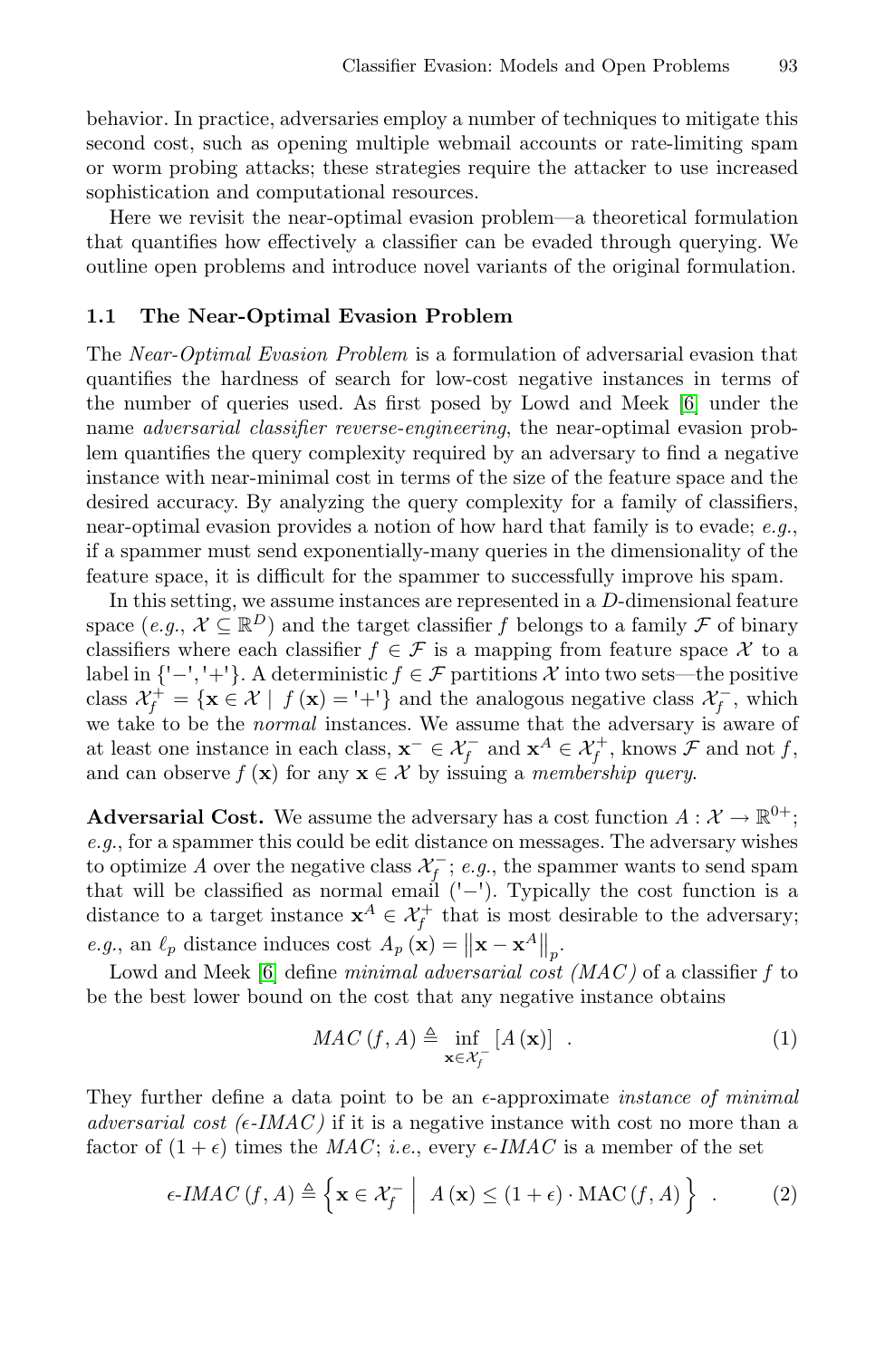behavior. In practice, adversaries employ a number of techniques to mitigate this second cost, such as opening multiple webmail accounts or rate-limiting spam or worm probing attacks; these strategies require the attacker to use increased sophistication and computational resources.

Here we revisit the near-optimal evasion problem—a theoretical formulation that quantifies how effectively a classifier can be evaded through querying. We outline open problems and introduce novel variants of the original formulation.

### 1.1 The Near-Optimal Evasion Problem

The *Near-Optimal Evasion Problem* is a formulation of adversarial evasion that quantifies the hardness of search for low-cost negative instances in terms of the number of queries used. As first posed by Lowd and Meek [6] under the name *adversarial classifier reverse-engineering*, the near-optimal evasion problem quantifies the query complexity required by an adversary to find a negative instance with near-minimal cost in terms of the size of the feature space and the desired accuracy. By analyzing the query complexity for a family of classifiers, near-optimal evasion provides a notion of how hard that family is to evade; *e.g.*, if a spammer must send exponentially-many queries in the dimensionality of the feature space, it is difficult for the spammer to successfully improve his spam.

In this setting, we assume instances are represented in a $D$-dimensional feature space (*e.g.*, $\mathcal{X} \subseteq \mathbb{R}^D$) and the target classifier $f$ belongs to a family $\mathcal{F}$ of binary classifiers where each classifier $f \in \mathcal{F}$ is a mapping from feature space $\mathcal{X}$ to a label in $\{'-', '+'\}$. A deterministic $f \in \mathcal{F}$ partitions $\mathcal{X}$ into two sets—the positive class $\mathcal{X}_f^+ = \{\mathbf{x} \in \mathcal{X} \mid f(\mathbf{x}) = '+'\}$ and the analogous negative class $\mathcal{X}_f^-$, which we take to be the *normal* instances. We assume that the adversary is aware of at least one instance in each class, $\mathbf{x}^- \in \mathcal{X}_f^-$ and $\mathbf{x}^A \in \mathcal{X}_f^+$, knows $\mathcal{F}$ and not $f$, and can observe $f(\mathbf{x})$ for any $\mathbf{x} \in \mathcal{X}$ by issuing a *membership query*.

**Adversarial Cost.** We assume the adversary has a cost function $A : \mathcal{X} \to \mathbb{R}^{0+}$; *e.g.*, for a spammer this could be edit distance on messages. The adversary wishes to optimize $A$ over the negative class $\mathcal{X}_f^-$; *e.g.*, the spammer wants to send spam that will be classified as normal email ('−'). Typically the cost function is a distance to a target instance $\mathbf{x}^A \in \mathcal{X}_f^+$ that is most desirable to the adversary; *e.g.*, an $\ell_p$ distance induces cost $A_p(\mathbf{x}) = \left\|\mathbf{x} - \mathbf{x}^A\right\|_p$.

Lowd and Meek [6] define *minimal adversarial cost (MAC)* of a classifier $f$ to be the best lower bound on the cost that any negative instance obtains

$$MAC(f, A) \triangleq \inf_{\mathbf{x} \in \mathcal{X}_f^-} [A(\mathbf{x})] \quad . \tag{1}$$

They further define a data point to be an $\epsilon$-approximate *instance of minimal adversarial cost ($\epsilon$-IMAC)* if it is a negative instance with cost no more than a factor of $(1+\epsilon)$ times the *MAC*; *i.e.*, every $\epsilon$-*IMAC* is a member of the set

$$\epsilon\text{-}IMAC(f, A) \triangleq \left\{ \mathbf{x} \in \mathcal{X}_f^- \;\middle|\; A(\mathbf{x}) \leq (1+\epsilon) \cdot \mathrm{MAC}(f, A) \right\} \quad . \tag{2}$$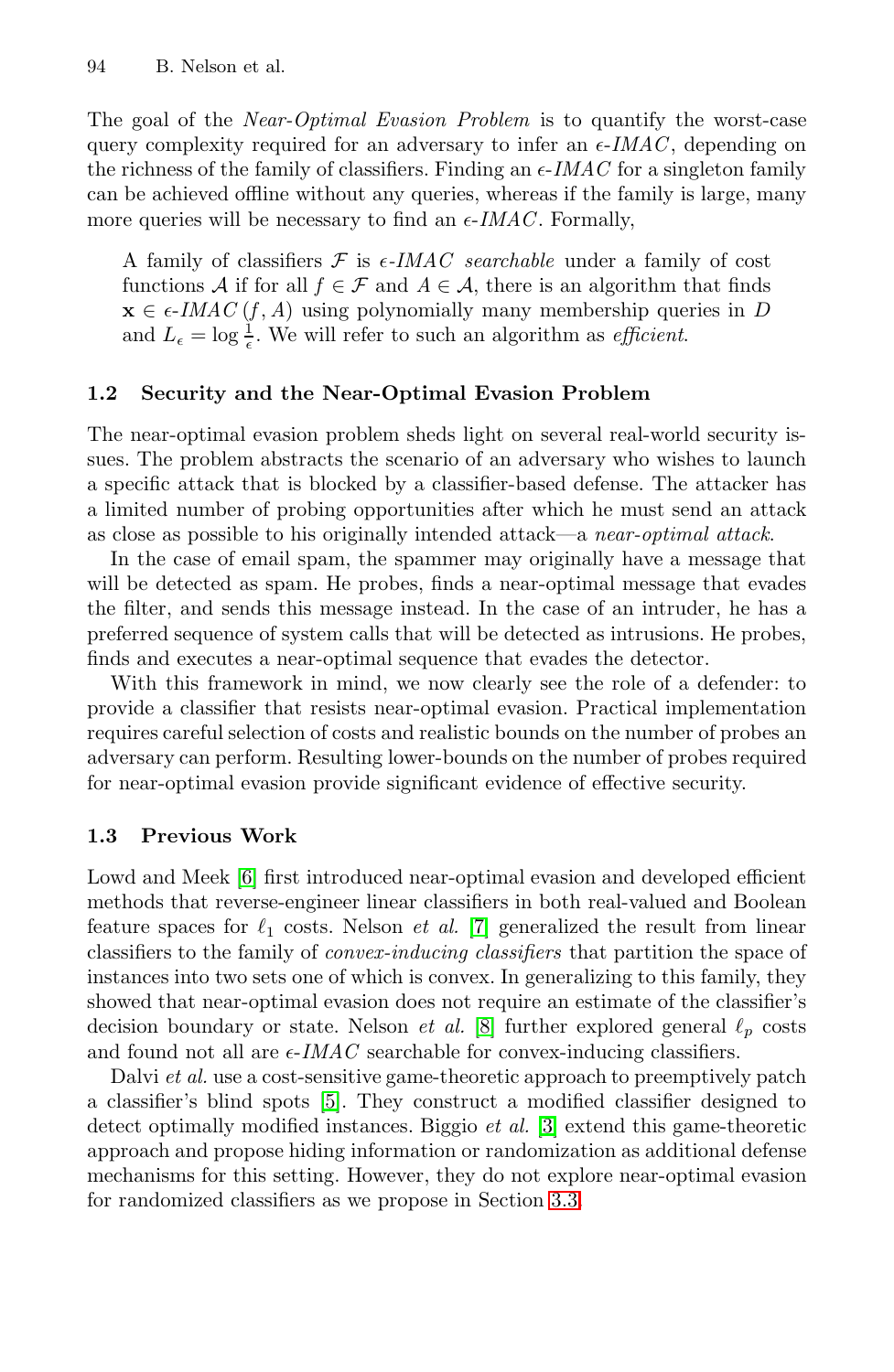The goal of the *Near-Optimal Evasion Problem* is to quantify the worst-case query complexity required for an adversary to infer an $\epsilon$-*IMAC*, depending on the richness of the family of classifiers. Finding an $\epsilon$-*IMAC* for a singleton family can be achieved offline without any queries, whereas if the family is large, many more queries will be necessary to find an $\epsilon$-*IMAC*. Formally,

> A family of classifiers $\mathcal{F}$ is $\epsilon$-*IMAC searchable* under a family of cost functions $\mathcal{A}$ if for all $f \in \mathcal{F}$ and $A \in \mathcal{A}$, there is an algorithm that finds $\mathbf{x} \in \epsilon\text{-}IMAC(f, A)$ using polynomially many membership queries in $D$ and $L_\epsilon = \log \frac{1}{\epsilon}$. We will refer to such an algorithm as *efficient*.

### 1.2 Security and the Near-Optimal Evasion Problem

The near-optimal evasion problem sheds light on several real-world security issues. The problem abstracts the scenario of an adversary who wishes to launch a specific attack that is blocked by a classifier-based defense. The attacker has a limited number of probing opportunities after which he must send an attack as close as possible to his originally intended attack—a *near-optimal attack*.

In the case of email spam, the spammer may originally have a message that will be detected as spam. He probes, finds a near-optimal message that evades the filter, and sends this message instead. In the case of an intruder, he has a preferred sequence of system calls that will be detected as intrusions. He probes, finds and executes a near-optimal sequence that evades the detector.

With this framework in mind, we now clearly see the role of a defender: to provide a classifier that resists near-optimal evasion. Practical implementation requires careful selection of costs and realistic bounds on the number of probes an adversary can perform. Resulting lower-bounds on the number of probes required for near-optimal evasion provide significant evidence of effective security.

### 1.3 Previous Work

Lowd and Meek [6] first introduced near-optimal evasion and developed efficient methods that reverse-engineer linear classifiers in both real-valued and Boolean feature spaces for $\ell_1$ costs. Nelson *et al.* [7] generalized the result from linear classifiers to the family of *convex-inducing classifiers* that partition the space of instances into two sets one of which is convex. In generalizing to this family, they showed that near-optimal evasion does not require an estimate of the classifier's decision boundary or state. Nelson *et al.* [8] further explored general $\ell_p$ costs and found not all are $\epsilon$-*IMAC* searchable for convex-inducing classifiers.

Dalvi *et al.* use a cost-sensitive game-theoretic approach to preemptively patch a classifier's blind spots [5]. They construct a modified classifier designed to detect optimally modified instances. Biggio *et al.* [3] extend this game-theoretic approach and propose hiding information or randomization as additional defense mechanisms for this setting. However, they do not explore near-optimal evasion for randomized classifiers as we propose in Section 3.3.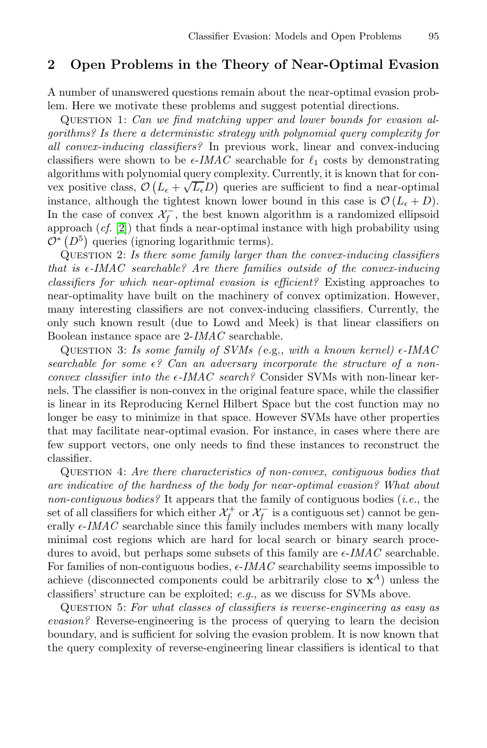## 2 Open Problems in the Theory of Near-Optimal Evasion

A number of unanswered questions remain about the near-optimal evasion problem. Here we motivate these problems and suggest potential directions.

Question 1: *Can we find matching upper and lower bounds for evasion algorithms? Is there a deterministic strategy with polynomial query complexity for all convex-inducing classifiers?* In previous work, linear and convex-inducing classifiers were shown to be $\epsilon$-*IMAC* searchable for $\ell_1$ costs by demonstrating algorithms with polynomial query complexity. Currently, it is known that for convex positive class, $\mathcal{O}\left(L_\epsilon + \sqrt{L_\epsilon} D\right)$ queries are sufficient to find a near-optimal instance, although the tightest known lower bound in this case is $\mathcal{O}\left(L_\epsilon + D\right)$. In the case of convex $\mathcal{X}_f^-$, the best known algorithm is a randomized ellipsoid approach (*cf.* [2]) that finds a near-optimal instance with high probability using $\mathcal{O}^*\left(D^5\right)$ queries (ignoring logarithmic terms).

Question 2: *Is there some family larger than the convex-inducing classifiers that is $\epsilon$-IMAC searchable? Are there families outside of the convex-inducing classifiers for which near-optimal evasion is efficient?* Existing approaches to near-optimality have built on the machinery of convex optimization. However, many interesting classifiers are not convex-inducing classifiers. Currently, the only such known result (due to Lowd and Meek) is that linear classifiers on Boolean instance space are 2-*IMAC* searchable.

Question 3: *Is some family of SVMs (*e.g.*, with a known kernel) $\epsilon$-IMAC searchable for some $\epsilon$? Can an adversary incorporate the structure of a non-convex classifier into the $\epsilon$-IMAC search?* Consider SVMs with non-linear kernels. The classifier is non-convex in the original feature space, while the classifier is linear in its Reproducing Kernel Hilbert Space but the cost function may no longer be easy to minimize in that space. However SVMs have other properties that may facilitate near-optimal evasion. For instance, in cases where there are few support vectors, one only needs to find these instances to reconstruct the classifier.

Question 4: *Are there characteristics of non-convex, contiguous bodies that are indicative of the hardness of the body for near-optimal evasion? What about non-contiguous bodies?* It appears that the family of contiguous bodies (*i.e.*, the set of all classifiers for which either $\mathcal{X}_f^+$ or $\mathcal{X}_f^-$ is a contiguous set) cannot be generally $\epsilon$-*IMAC* searchable since this family includes members with many locally minimal cost regions which are hard for local search or binary search procedures to avoid, but perhaps some subsets of this family are $\epsilon$-*IMAC* searchable. For families of non-contiguous bodies, $\epsilon$-*IMAC* searchability seems impossible to achieve (disconnected components could be arbitrarily close to $\mathbf{x}^A$) unless the classifiers' structure can be exploited; *e.g.*, as we discuss for SVMs above.

Question 5: *For what classes of classifiers is reverse-engineering as easy as evasion?* Reverse-engineering is the process of querying to learn the decision boundary, and is sufficient for solving the evasion problem. It is now known that the query complexity of reverse-engineering linear classifiers is identical to that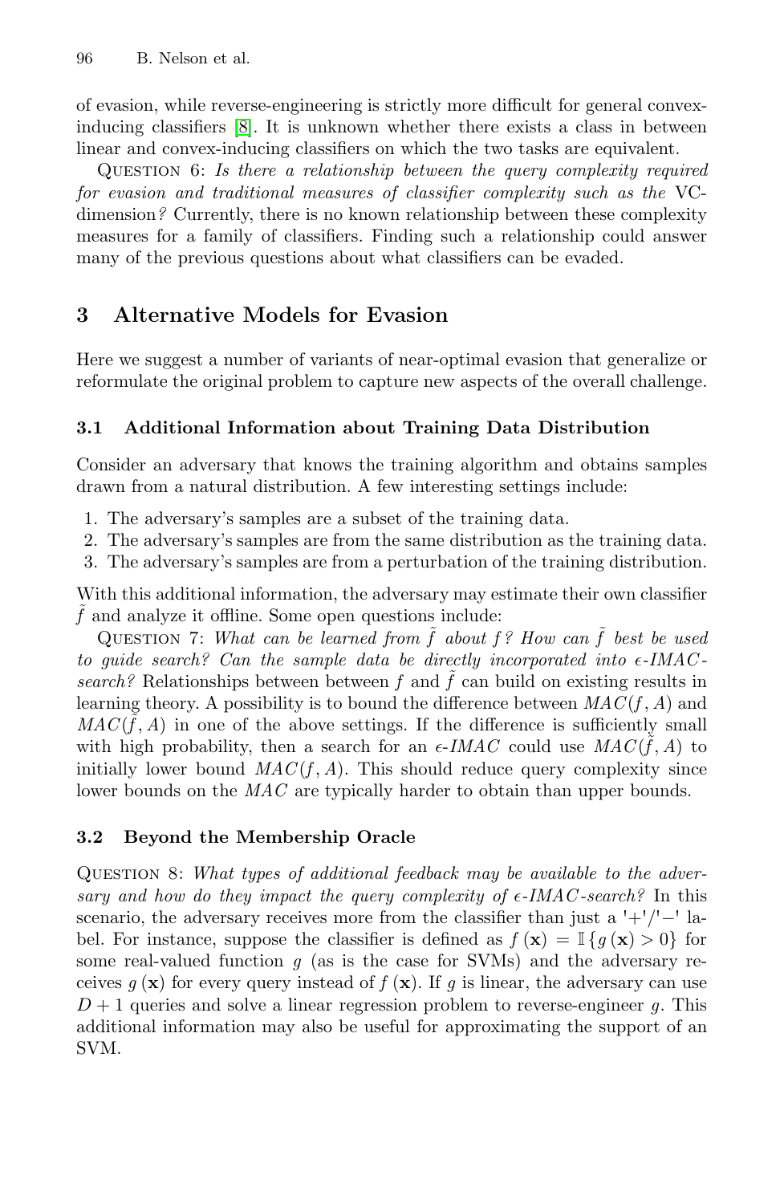of evasion, while reverse-engineering is strictly more difficult for general convex-inducing classifiers [8]. It is unknown whether there exists a class in between linear and convex-inducing classifiers on which the two tasks are equivalent.

Question 6: *Is there a relationship between the query complexity required for evasion and traditional measures of classifier complexity such as the* VC-*dimension?* Currently, there is no known relationship between these complexity measures for a family of classifiers. Finding such a relationship could answer many of the previous questions about what classifiers can be evaded.

## 3 Alternative Models for Evasion

Here we suggest a number of variants of near-optimal evasion that generalize or reformulate the original problem to capture new aspects of the overall challenge.

### 3.1 Additional Information about Training Data Distribution

Consider an adversary that knows the training algorithm and obtains samples drawn from a natural distribution. A few interesting settings include:

1. The adversary's samples are a subset of the training data.
2. The adversary's samples are from the same distribution as the training data.
3. The adversary's samples are from a perturbation of the training distribution.

With this additional information, the adversary may estimate their own classifier $\tilde{f}$ and analyze it offline. Some open questions include:

Question 7: *What can be learned from $\tilde{f}$ about $f$? How can $\tilde{f}$ best be used to guide search? Can the sample data be directly incorporated into $\epsilon$-IMAC-search?* Relationships between between $f$ and $\tilde{f}$ can build on existing results in learning theory. A possibility is to bound the difference between $MAC(f, A)$ and $MAC(\tilde{f}, A)$ in one of the above settings. If the difference is sufficiently small with high probability, then a search for an $\epsilon$-*IMAC* could use $MAC(\tilde{f}, A)$ to initially lower bound $MAC(f, A)$. This should reduce query complexity since lower bounds on the *MAC* are typically harder to obtain than upper bounds.

### 3.2 Beyond the Membership Oracle

Question 8: *What types of additional feedback may be available to the adversary and how do they impact the query complexity of $\epsilon$-IMAC-search?* In this scenario, the adversary receives more from the classifier than just a '+'/'−' label. For instance, suppose the classifier is defined as $f(\mathbf{x}) = \mathbb{I}\{g(\mathbf{x}) > 0\}$ for some real-valued function $g$ (as is the case for SVMs) and the adversary receives $g(\mathbf{x})$ for every query instead of $f(\mathbf{x})$. If $g$ is linear, the adversary can use $D + 1$ queries and solve a linear regression problem to reverse-engineer $g$. This additional information may also be useful for approximating the support of an SVM.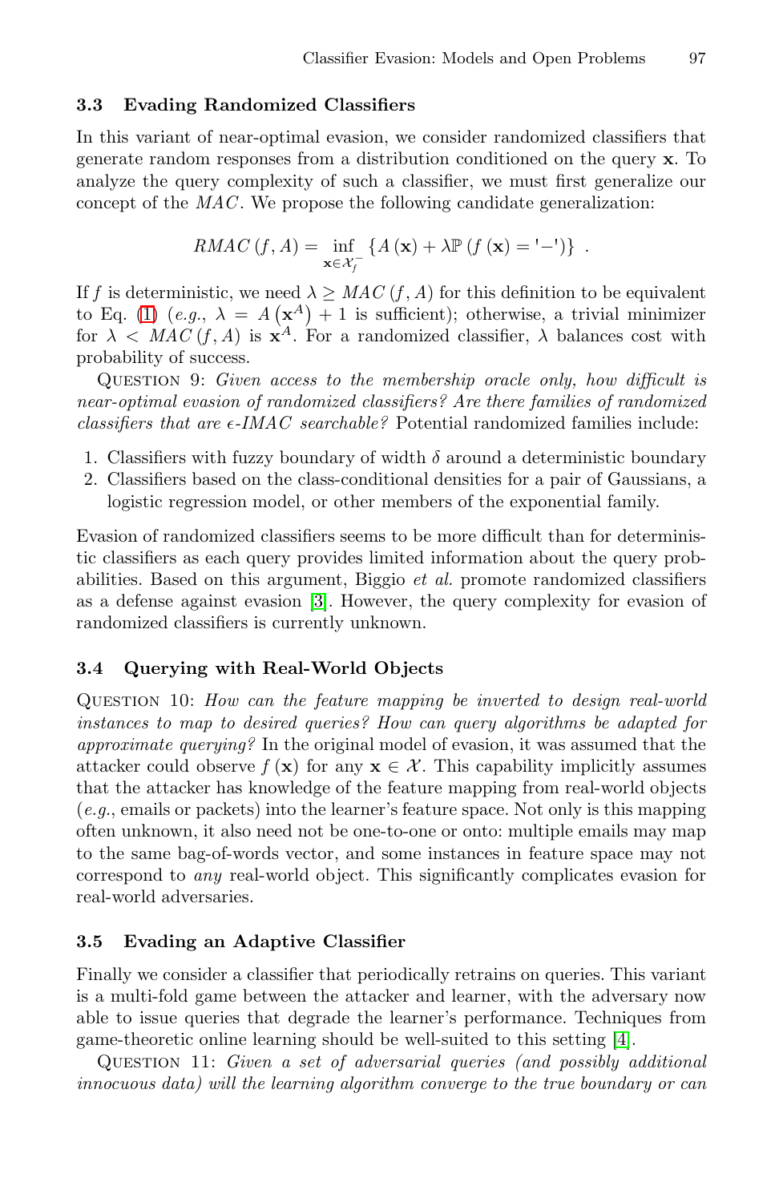### 3.3 Evading Randomized Classifiers

In this variant of near-optimal evasion, we consider randomized classifiers that generate random responses from a distribution conditioned on the query $\mathbf{x}$. To analyze the query complexity of such a classifier, we must first generalize our concept of the *MAC*. We propose the following candidate generalization:

$$RMAC\left(f, A\right) = \inf_{\mathbf{x} \in \mathcal{X}_f^-} \left\{ A\left(\mathbf{x}\right) + \lambda \mathbb{P}\left(f\left(\mathbf{x}\right) = \text{'}-\text{'}\right) \right\} \; .$$

If $f$ is deterministic, we need $\lambda \geq MAC\left(f, A\right)$ for this definition to be equivalent to Eq. (1) (*e.g.*, $\lambda = A\left(\mathbf{x}^A\right) + 1$ is sufficient); otherwise, a trivial minimizer for $\lambda < MAC\left(f, A\right)$ is $\mathbf{x}^A$. For a randomized classifier, $\lambda$ balances cost with probability of success.

Question 9: *Given access to the membership oracle only, how difficult is near-optimal evasion of randomized classifiers? Are there families of randomized classifiers that are $\epsilon$-IMAC searchable?* Potential randomized families include:

1. Classifiers with fuzzy boundary of width $\delta$ around a deterministic boundary
2. Classifiers based on the class-conditional densities for a pair of Gaussians, a logistic regression model, or other members of the exponential family.

Evasion of randomized classifiers seems to be more difficult than for deterministic classifiers as each query provides limited information about the query probabilities. Based on this argument, Biggio *et al.* promote randomized classifiers as a defense against evasion [3]. However, the query complexity for evasion of randomized classifiers is currently unknown.

### 3.4 Querying with Real-World Objects

Question 10: *How can the feature mapping be inverted to design real-world instances to map to desired queries? How can query algorithms be adapted for approximate querying?* In the original model of evasion, it was assumed that the attacker could observe $f\left(\mathbf{x}\right)$ for any $\mathbf{x} \in \mathcal{X}$. This capability implicitly assumes that the attacker has knowledge of the feature mapping from real-world objects (*e.g.*, emails or packets) into the learner's feature space. Not only is this mapping often unknown, it also need not be one-to-one or onto: multiple emails may map to the same bag-of-words vector, and some instances in feature space may not correspond to *any* real-world object. This significantly complicates evasion for real-world adversaries.

### 3.5 Evading an Adaptive Classifier

Finally we consider a classifier that periodically retrains on queries. This variant is a multi-fold game between the attacker and learner, with the adversary now able to issue queries that degrade the learner's performance. Techniques from game-theoretic online learning should be well-suited to this setting [4].

Question 11: *Given a set of adversarial queries (and possibly additional innocuous data) will the learning algorithm converge to the true boundary or can*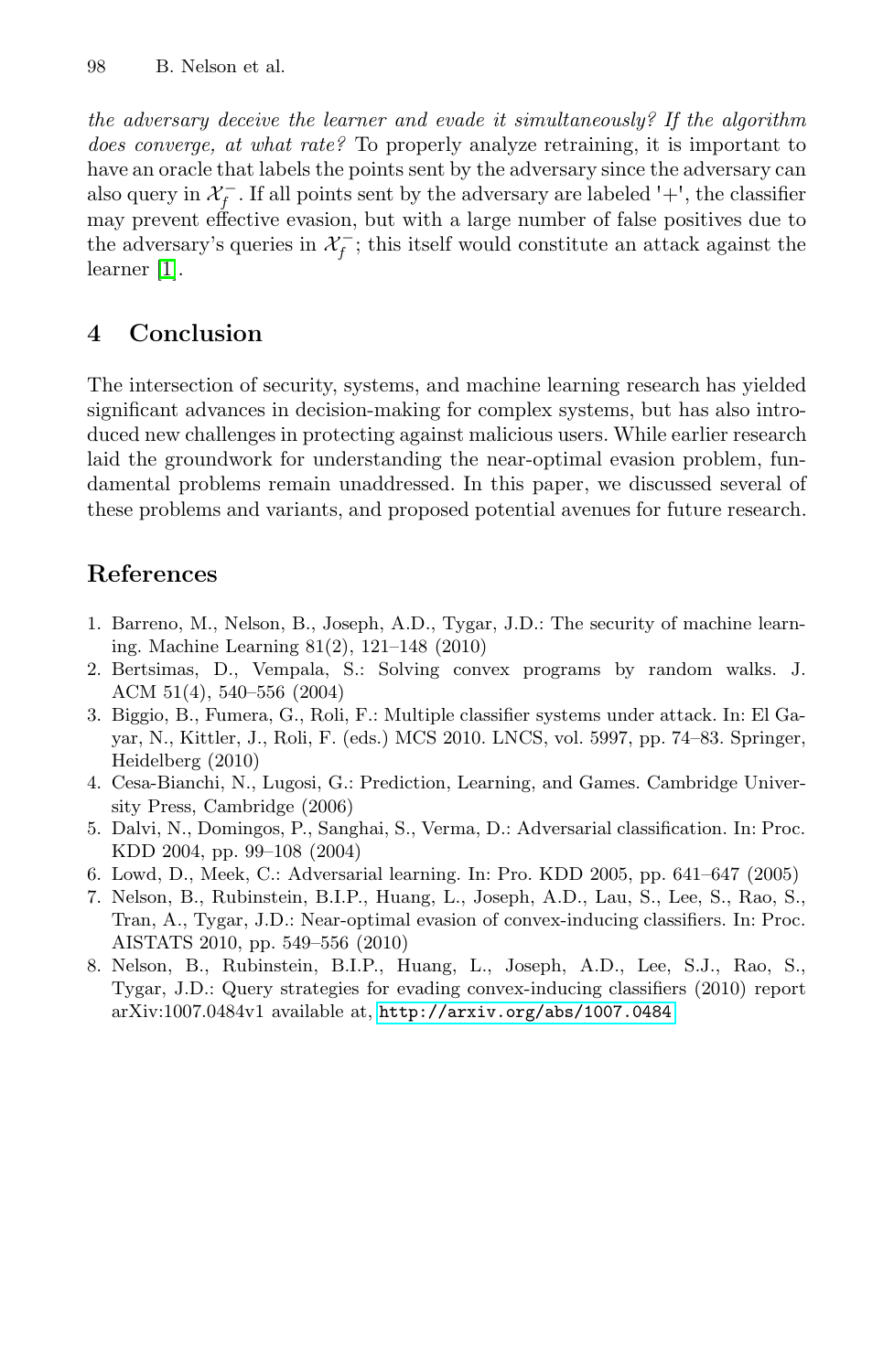*the adversary deceive the learner and evade it simultaneously? If the algorithm does converge, at what rate?* To properly analyze retraining, it is important to have an oracle that labels the points sent by the adversary since the adversary can also query in $\mathcal{X}_f^-$. If all points sent by the adversary are labeled '+', the classifier may prevent effective evasion, but with a large number of false positives due to the adversary's queries in $\mathcal{X}_f^-$; this itself would constitute an attack against the learner [1].

## 4 Conclusion

The intersection of security, systems, and machine learning research has yielded significant advances in decision-making for complex systems, but has also introduced new challenges in protecting against malicious users. While earlier research laid the groundwork for understanding the near-optimal evasion problem, fundamental problems remain unaddressed. In this paper, we discussed several of these problems and variants, and proposed potential avenues for future research.

## References

1. Barreno, M., Nelson, B., Joseph, A.D., Tygar, J.D.: The security of machine learning. Machine Learning 81(2), 121–148 (2010)
2. Bertsimas, D., Vempala, S.: Solving convex programs by random walks. J. ACM 51(4), 540–556 (2004)
3. Biggio, B., Fumera, G., Roli, F.: Multiple classifier systems under attack. In: El Gayar, N., Kittler, J., Roli, F. (eds.) MCS 2010. LNCS, vol. 5997, pp. 74–83. Springer, Heidelberg (2010)
4. Cesa-Bianchi, N., Lugosi, G.: Prediction, Learning, and Games. Cambridge University Press, Cambridge (2006)
5. Dalvi, N., Domingos, P., Sanghai, S., Verma, D.: Adversarial classification. In: Proc. KDD 2004, pp. 99–108 (2004)
6. Lowd, D., Meek, C.: Adversarial learning. In: Pro. KDD 2005, pp. 641–647 (2005)
7. Nelson, B., Rubinstein, B.I.P., Huang, L., Joseph, A.D., Lau, S., Lee, S., Rao, S., Tran, A., Tygar, J.D.: Near-optimal evasion of convex-inducing classifiers. In: Proc. AISTATS 2010, pp. 549–556 (2010)
8. Nelson, B., Rubinstein, B.I.P., Huang, L., Joseph, A.D., Lee, S.J., Rao, S., Tygar, J.D.: Query strategies for evading convex-inducing classifiers (2010) report arXiv:1007.0484v1 available at, http://arxiv.org/abs/1007.0484